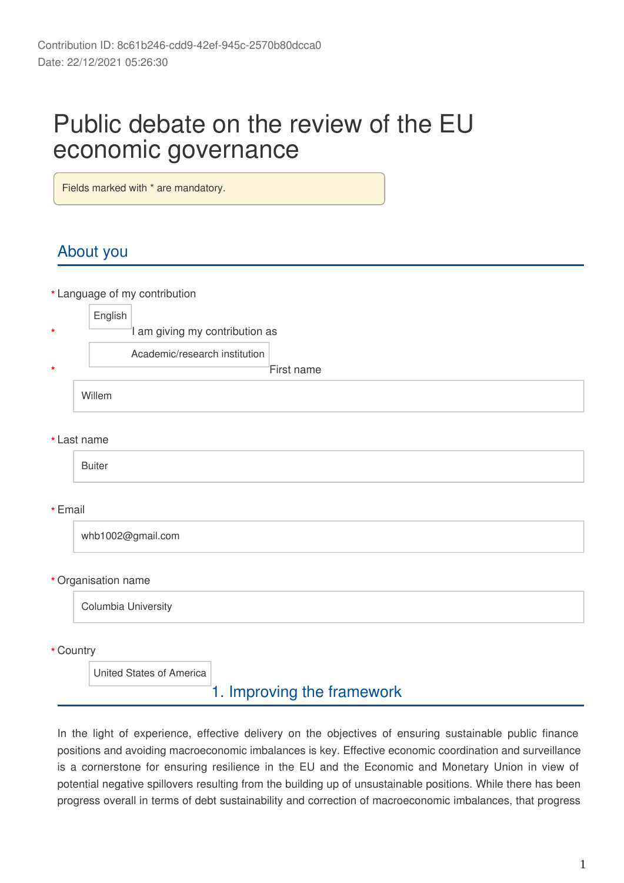Contribution ID: 8c61b246-cdd9-42ef-945c-2570b80dcca0
Date: 22/12/2021 05:26:30

# Public debate on the review of the EU economic governance

Fields marked with * are mandatory.

## About you

* Language of my contribution

English

* I am giving my contribution as

Academic/research institution

* First name

Willem

* Last name

Buiter

* Email

whb1002@gmail.com

* Organisation name

Columbia University

* Country

United States of America

## 1. Improving the framework

In the light of experience, effective delivery on the objectives of ensuring sustainable public finance positions and avoiding macroeconomic imbalances is key. Effective economic coordination and surveillance is a cornerstone for ensuring resilience in the EU and the Economic and Monetary Union in view of potential negative spillovers resulting from the building up of unsustainable positions. While there has been progress overall in terms of debt sustainability and correction of macroeconomic imbalances, that progress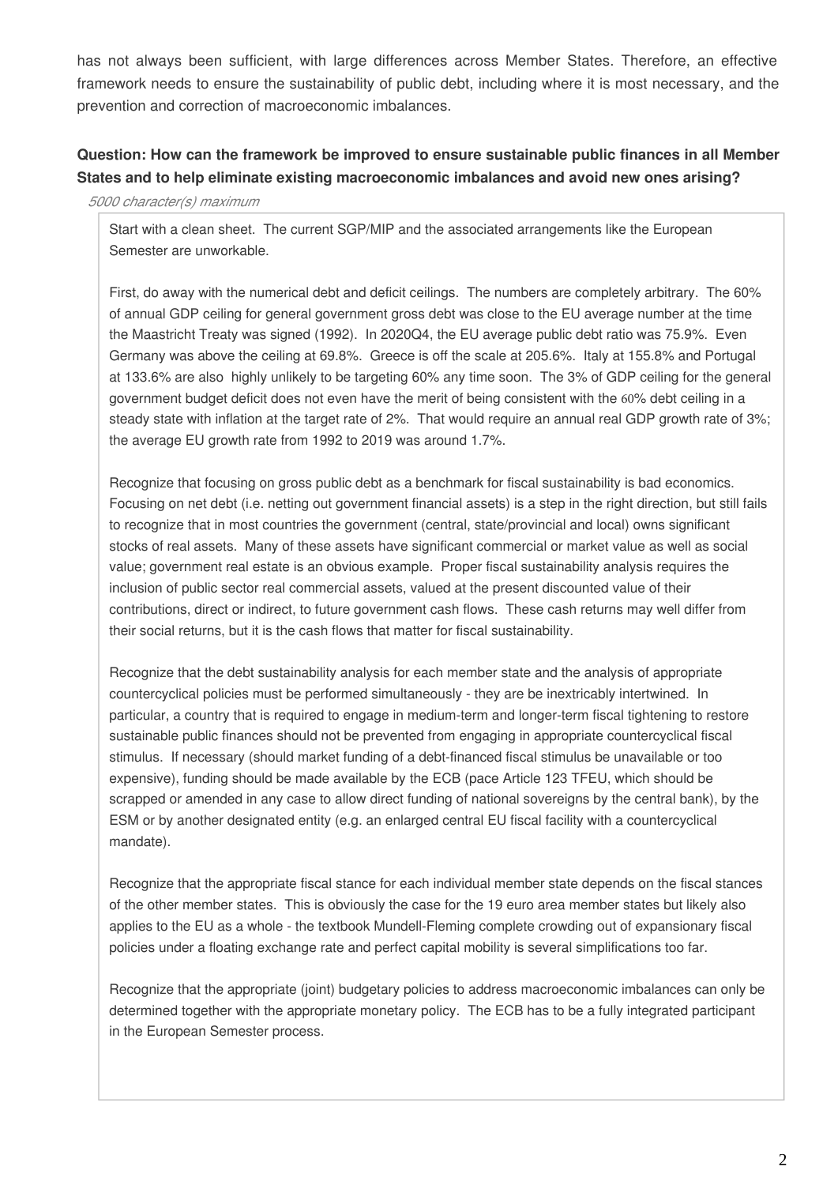has not always been sufficient, with large differences across Member States. Therefore, an effective framework needs to ensure the sustainability of public debt, including where it is most necessary, and the prevention and correction of macroeconomic imbalances.

**Question: How can the framework be improved to ensure sustainable public finances in all Member States and to help eliminate existing macroeconomic imbalances and avoid new ones arising?**

*5000 character(s) maximum*

Start with a clean sheet. The current SGP/MIP and the associated arrangements like the European Semester are unworkable.

First, do away with the numerical debt and deficit ceilings. The numbers are completely arbitrary. The 60% of annual GDP ceiling for general government gross debt was close to the EU average number at the time the Maastricht Treaty was signed (1992). In 2020Q4, the EU average public debt ratio was 75.9%. Even Germany was above the ceiling at 69.8%. Greece is off the scale at 205.6%. Italy at 155.8% and Portugal at 133.6% are also highly unlikely to be targeting 60% any time soon. The 3% of GDP ceiling for the general government budget deficit does not even have the merit of being consistent with the 60% debt ceiling in a steady state with inflation at the target rate of 2%. That would require an annual real GDP growth rate of 3%; the average EU growth rate from 1992 to 2019 was around 1.7%.

Recognize that focusing on gross public debt as a benchmark for fiscal sustainability is bad economics. Focusing on net debt (i.e. netting out government financial assets) is a step in the right direction, but still fails to recognize that in most countries the government (central, state/provincial and local) owns significant stocks of real assets. Many of these assets have significant commercial or market value as well as social value; government real estate is an obvious example. Proper fiscal sustainability analysis requires the inclusion of public sector real commercial assets, valued at the present discounted value of their contributions, direct or indirect, to future government cash flows. These cash returns may well differ from their social returns, but it is the cash flows that matter for fiscal sustainability.

Recognize that the debt sustainability analysis for each member state and the analysis of appropriate countercyclical policies must be performed simultaneously - they are be inextricably intertwined. In particular, a country that is required to engage in medium-term and longer-term fiscal tightening to restore sustainable public finances should not be prevented from engaging in appropriate countercyclical fiscal stimulus. If necessary (should market funding of a debt-financed fiscal stimulus be unavailable or too expensive), funding should be made available by the ECB (pace Article 123 TFEU, which should be scrapped or amended in any case to allow direct funding of national sovereigns by the central bank), by the ESM or by another designated entity (e.g. an enlarged central EU fiscal facility with a countercyclical mandate).

Recognize that the appropriate fiscal stance for each individual member state depends on the fiscal stances of the other member states. This is obviously the case for the 19 euro area member states but likely also applies to the EU as a whole - the textbook Mundell-Fleming complete crowding out of expansionary fiscal policies under a floating exchange rate and perfect capital mobility is several simplifications too far.

Recognize that the appropriate (joint) budgetary policies to address macroeconomic imbalances can only be determined together with the appropriate monetary policy. The ECB has to be a fully integrated participant in the European Semester process.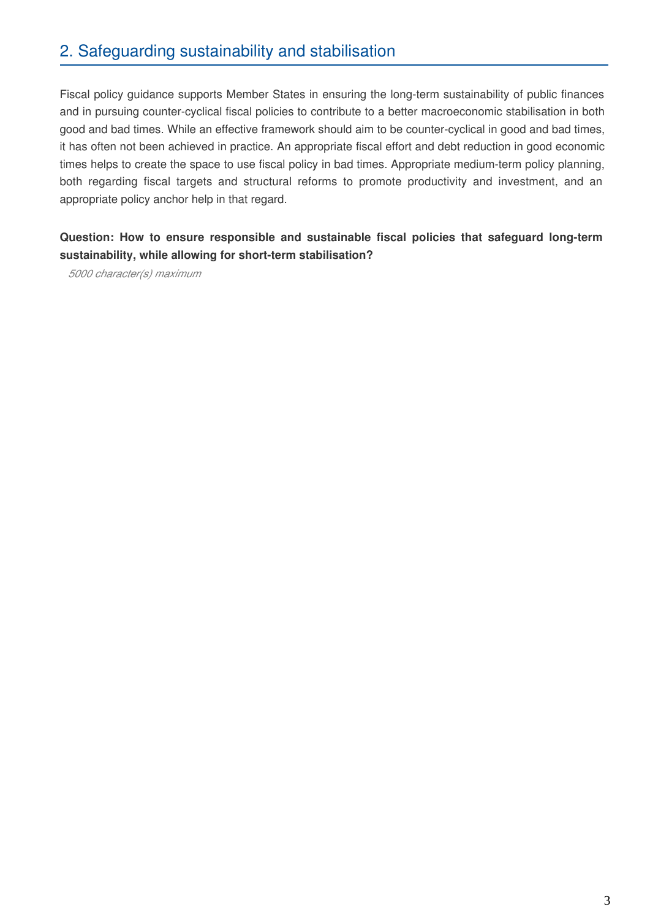## 2. Safeguarding sustainability and stabilisation

Fiscal policy guidance supports Member States in ensuring the long-term sustainability of public finances and in pursuing counter-cyclical fiscal policies to contribute to a better macroeconomic stabilisation in both good and bad times. While an effective framework should aim to be counter-cyclical in good and bad times, it has often not been achieved in practice. An appropriate fiscal effort and debt reduction in good economic times helps to create the space to use fiscal policy in bad times. Appropriate medium-term policy planning, both regarding fiscal targets and structural reforms to promote productivity and investment, and an appropriate policy anchor help in that regard.

**Question: How to ensure responsible and sustainable fiscal policies that safeguard long-term sustainability, while allowing for short-term stabilisation?**

*5000 character(s) maximum*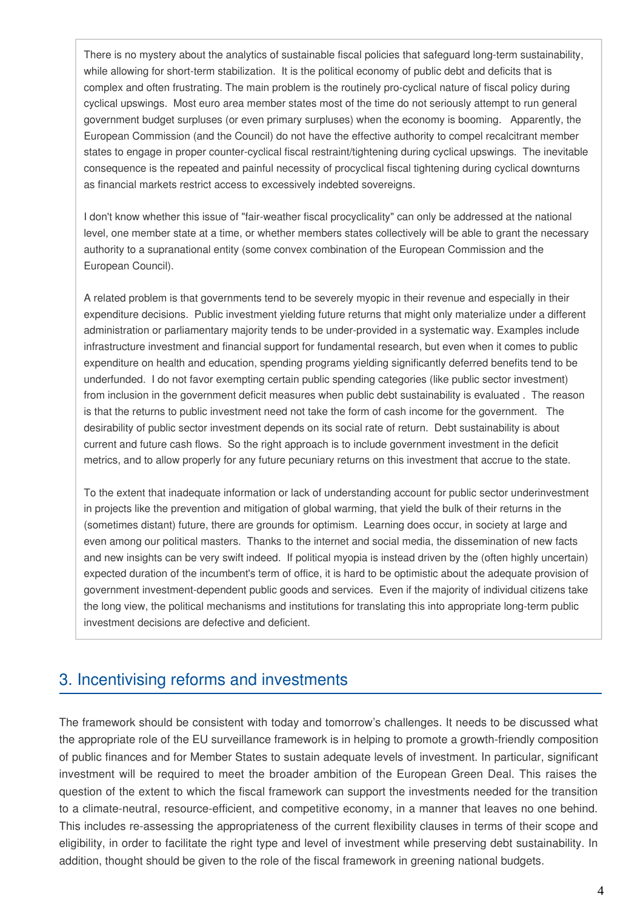There is no mystery about the analytics of sustainable fiscal policies that safeguard long-term sustainability, while allowing for short-term stabilization. It is the political economy of public debt and deficits that is complex and often frustrating. The main problem is the routinely pro-cyclical nature of fiscal policy during cyclical upswings. Most euro area member states most of the time do not seriously attempt to run general government budget surpluses (or even primary surpluses) when the economy is booming. Apparently, the European Commission (and the Council) do not have the effective authority to compel recalcitrant member states to engage in proper counter-cyclical fiscal restraint/tightening during cyclical upswings. The inevitable consequence is the repeated and painful necessity of procyclical fiscal tightening during cyclical downturns as financial markets restrict access to excessively indebted sovereigns.

I don't know whether this issue of "fair-weather fiscal procyclicality" can only be addressed at the national level, one member state at a time, or whether members states collectively will be able to grant the necessary authority to a supranational entity (some convex combination of the European Commission and the European Council).

A related problem is that governments tend to be severely myopic in their revenue and especially in their expenditure decisions. Public investment yielding future returns that might only materialize under a different administration or parliamentary majority tends to be under-provided in a systematic way. Examples include infrastructure investment and financial support for fundamental research, but even when it comes to public expenditure on health and education, spending programs yielding significantly deferred benefits tend to be underfunded. I do not favor exempting certain public spending categories (like public sector investment) from inclusion in the government deficit measures when public debt sustainability is evaluated . The reason is that the returns to public investment need not take the form of cash income for the government. The desirability of public sector investment depends on its social rate of return. Debt sustainability is about current and future cash flows. So the right approach is to include government investment in the deficit metrics, and to allow properly for any future pecuniary returns on this investment that accrue to the state.

To the extent that inadequate information or lack of understanding account for public sector underinvestment in projects like the prevention and mitigation of global warming, that yield the bulk of their returns in the (sometimes distant) future, there are grounds for optimism. Learning does occur, in society at large and even among our political masters. Thanks to the internet and social media, the dissemination of new facts and new insights can be very swift indeed. If political myopia is instead driven by the (often highly uncertain) expected duration of the incumbent's term of office, it is hard to be optimistic about the adequate provision of government investment-dependent public goods and services. Even if the majority of individual citizens take the long view, the political mechanisms and institutions for translating this into appropriate long-term public investment decisions are defective and deficient.

## 3. Incentivising reforms and investments

The framework should be consistent with today and tomorrow's challenges. It needs to be discussed what the appropriate role of the EU surveillance framework is in helping to promote a growth-friendly composition of public finances and for Member States to sustain adequate levels of investment. In particular, significant investment will be required to meet the broader ambition of the European Green Deal. This raises the question of the extent to which the fiscal framework can support the investments needed for the transition to a climate-neutral, resource-efficient, and competitive economy, in a manner that leaves no one behind. This includes re-assessing the appropriateness of the current flexibility clauses in terms of their scope and eligibility, in order to facilitate the right type and level of investment while preserving debt sustainability. In addition, thought should be given to the role of the fiscal framework in greening national budgets.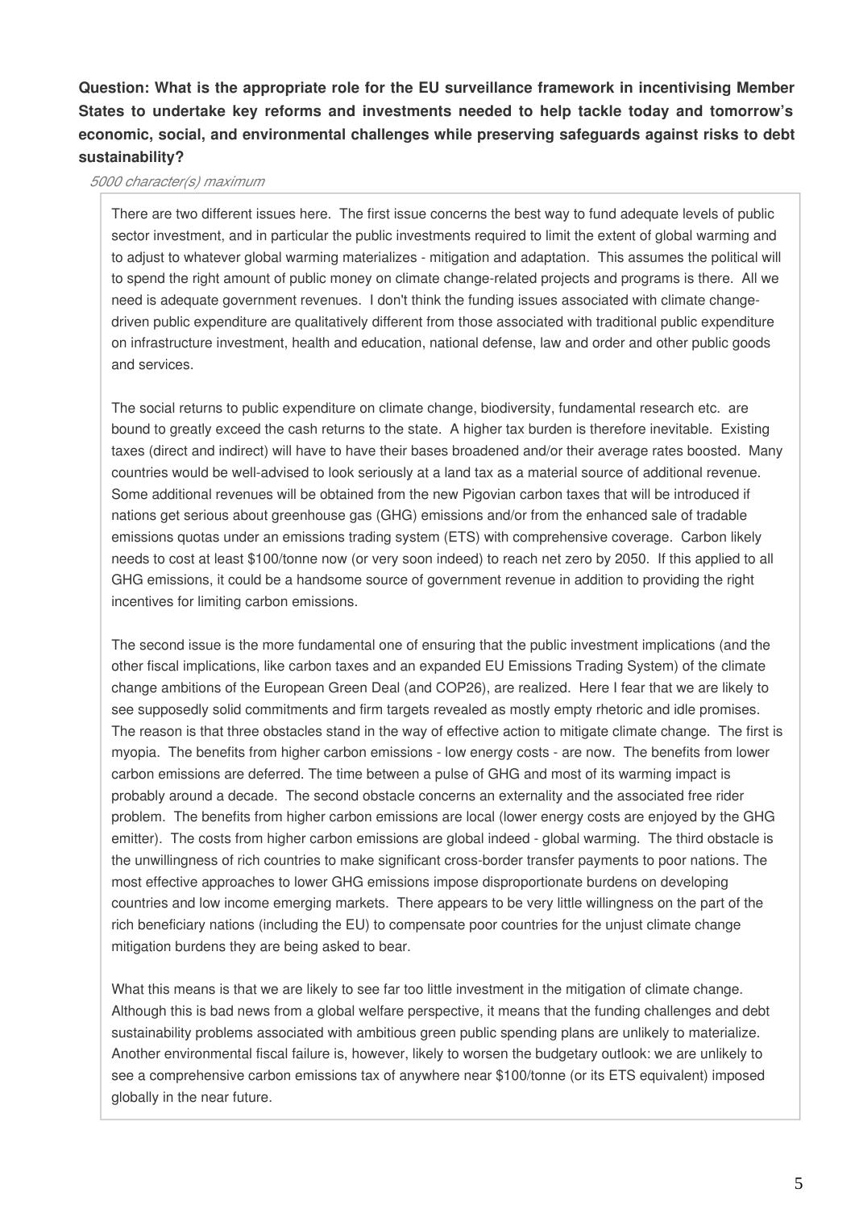**Question: What is the appropriate role for the EU surveillance framework in incentivising Member States to undertake key reforms and investments needed to help tackle today and tomorrow's economic, social, and environmental challenges while preserving safeguards against risks to debt sustainability?**

*5000 character(s) maximum*

There are two different issues here. The first issue concerns the best way to fund adequate levels of public sector investment, and in particular the public investments required to limit the extent of global warming and to adjust to whatever global warming materializes - mitigation and adaptation. This assumes the political will to spend the right amount of public money on climate change-related projects and programs is there. All we need is adequate government revenues. I don't think the funding issues associated with climate change-driven public expenditure are qualitatively different from those associated with traditional public expenditure on infrastructure investment, health and education, national defense, law and order and other public goods and services.

The social returns to public expenditure on climate change, biodiversity, fundamental research etc. are bound to greatly exceed the cash returns to the state. A higher tax burden is therefore inevitable. Existing taxes (direct and indirect) will have to have their bases broadened and/or their average rates boosted. Many countries would be well-advised to look seriously at a land tax as a material source of additional revenue. Some additional revenues will be obtained from the new Pigovian carbon taxes that will be introduced if nations get serious about greenhouse gas (GHG) emissions and/or from the enhanced sale of tradable emissions quotas under an emissions trading system (ETS) with comprehensive coverage. Carbon likely needs to cost at least $100/tonne now (or very soon indeed) to reach net zero by 2050. If this applied to all GHG emissions, it could be a handsome source of government revenue in addition to providing the right incentives for limiting carbon emissions.

The second issue is the more fundamental one of ensuring that the public investment implications (and the other fiscal implications, like carbon taxes and an expanded EU Emissions Trading System) of the climate change ambitions of the European Green Deal (and COP26), are realized. Here I fear that we are likely to see supposedly solid commitments and firm targets revealed as mostly empty rhetoric and idle promises. The reason is that three obstacles stand in the way of effective action to mitigate climate change. The first is myopia. The benefits from higher carbon emissions - low energy costs - are now. The benefits from lower carbon emissions are deferred. The time between a pulse of GHG and most of its warming impact is probably around a decade. The second obstacle concerns an externality and the associated free rider problem. The benefits from higher carbon emissions are local (lower energy costs are enjoyed by the GHG emitter). The costs from higher carbon emissions are global indeed - global warming. The third obstacle is the unwillingness of rich countries to make significant cross-border transfer payments to poor nations. The most effective approaches to lower GHG emissions impose disproportionate burdens on developing countries and low income emerging markets. There appears to be very little willingness on the part of the rich beneficiary nations (including the EU) to compensate poor countries for the unjust climate change mitigation burdens they are being asked to bear.

What this means is that we are likely to see far too little investment in the mitigation of climate change. Although this is bad news from a global welfare perspective, it means that the funding challenges and debt sustainability problems associated with ambitious green public spending plans are unlikely to materialize. Another environmental fiscal failure is, however, likely to worsen the budgetary outlook: we are unlikely to see a comprehensive carbon emissions tax of anywhere near $100/tonne (or its ETS equivalent) imposed globally in the near future.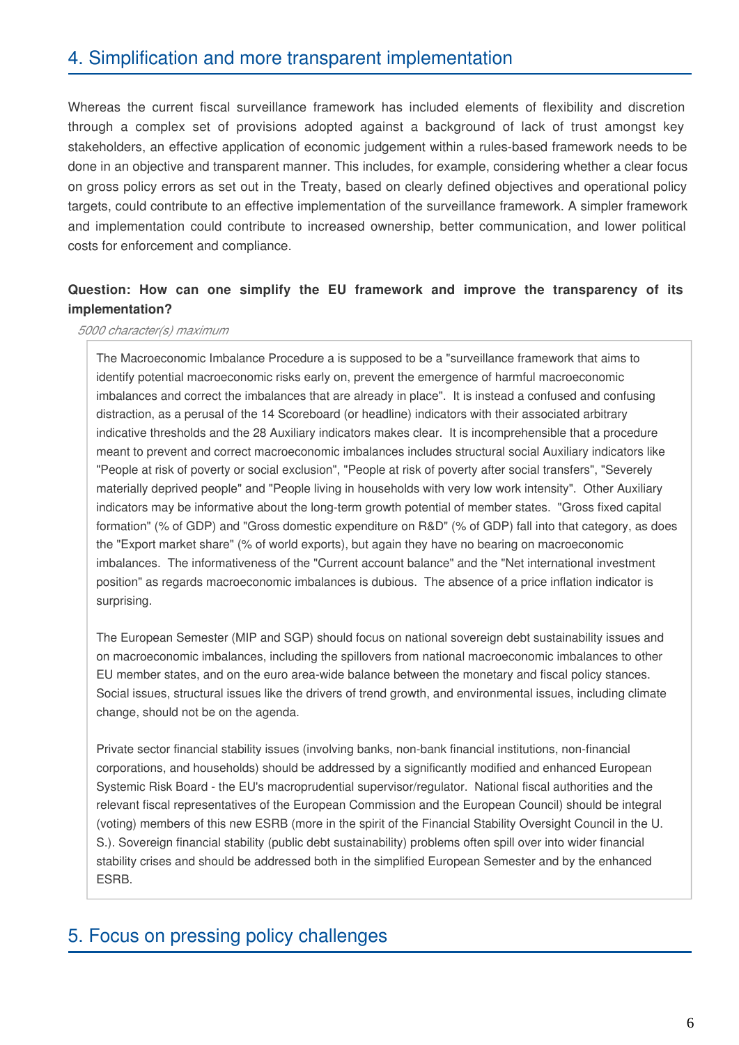## 4. Simplification and more transparent implementation

Whereas the current fiscal surveillance framework has included elements of flexibility and discretion through a complex set of provisions adopted against a background of lack of trust amongst key stakeholders, an effective application of economic judgement within a rules-based framework needs to be done in an objective and transparent manner. This includes, for example, considering whether a clear focus on gross policy errors as set out in the Treaty, based on clearly defined objectives and operational policy targets, could contribute to an effective implementation of the surveillance framework. A simpler framework and implementation could contribute to increased ownership, better communication, and lower political costs for enforcement and compliance.

**Question: How can one simplify the EU framework and improve the transparency of its implementation?**

*5000 character(s) maximum*

The Macroeconomic Imbalance Procedure a is supposed to be a "surveillance framework that aims to identify potential macroeconomic risks early on, prevent the emergence of harmful macroeconomic imbalances and correct the imbalances that are already in place". It is instead a confused and confusing distraction, as a perusal of the 14 Scoreboard (or headline) indicators with their associated arbitrary indicative thresholds and the 28 Auxiliary indicators makes clear. It is incomprehensible that a procedure meant to prevent and correct macroeconomic imbalances includes structural social Auxiliary indicators like "People at risk of poverty or social exclusion", "People at risk of poverty after social transfers", "Severely materially deprived people" and "People living in households with very low work intensity". Other Auxiliary indicators may be informative about the long-term growth potential of member states. "Gross fixed capital formation" (% of GDP) and "Gross domestic expenditure on R&D" (% of GDP) fall into that category, as does the "Export market share" (% of world exports), but again they have no bearing on macroeconomic imbalances. The informativeness of the "Current account balance" and the "Net international investment position" as regards macroeconomic imbalances is dubious. The absence of a price inflation indicator is surprising.

The European Semester (MIP and SGP) should focus on national sovereign debt sustainability issues and on macroeconomic imbalances, including the spillovers from national macroeconomic imbalances to other EU member states, and on the euro area-wide balance between the monetary and fiscal policy stances. Social issues, structural issues like the drivers of trend growth, and environmental issues, including climate change, should not be on the agenda.

Private sector financial stability issues (involving banks, non-bank financial institutions, non-financial corporations, and households) should be addressed by a significantly modified and enhanced European Systemic Risk Board - the EU's macroprudential supervisor/regulator. National fiscal authorities and the relevant fiscal representatives of the European Commission and the European Council) should be integral (voting) members of this new ESRB (more in the spirit of the Financial Stability Oversight Council in the U. S.). Sovereign financial stability (public debt sustainability) problems often spill over into wider financial stability crises and should be addressed both in the simplified European Semester and by the enhanced ESRB.

## 5. Focus on pressing policy challenges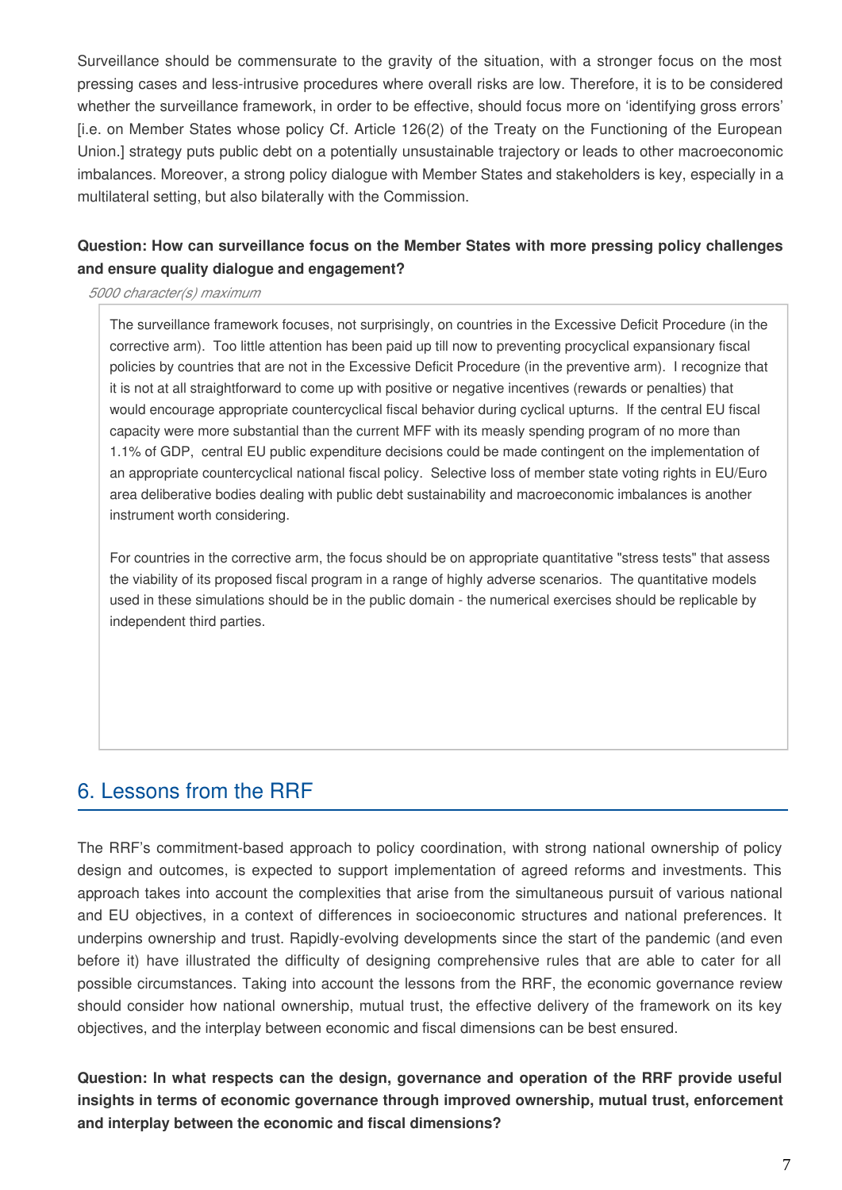Surveillance should be commensurate to the gravity of the situation, with a stronger focus on the most pressing cases and less-intrusive procedures where overall risks are low. Therefore, it is to be considered whether the surveillance framework, in order to be effective, should focus more on 'identifying gross errors' [i.e. on Member States whose policy Cf. Article 126(2) of the Treaty on the Functioning of the European Union.] strategy puts public debt on a potentially unsustainable trajectory or leads to other macroeconomic imbalances. Moreover, a strong policy dialogue with Member States and stakeholders is key, especially in a multilateral setting, but also bilaterally with the Commission.

**Question: How can surveillance focus on the Member States with more pressing policy challenges and ensure quality dialogue and engagement?**

*5000 character(s) maximum*

The surveillance framework focuses, not surprisingly, on countries in the Excessive Deficit Procedure (in the corrective arm). Too little attention has been paid up till now to preventing procyclical expansionary fiscal policies by countries that are not in the Excessive Deficit Procedure (in the preventive arm). I recognize that it is not at all straightforward to come up with positive or negative incentives (rewards or penalties) that would encourage appropriate countercyclical fiscal behavior during cyclical upturns. If the central EU fiscal capacity were more substantial than the current MFF with its measly spending program of no more than 1.1% of GDP, central EU public expenditure decisions could be made contingent on the implementation of an appropriate countercyclical national fiscal policy. Selective loss of member state voting rights in EU/Euro area deliberative bodies dealing with public debt sustainability and macroeconomic imbalances is another instrument worth considering.

For countries in the corrective arm, the focus should be on appropriate quantitative "stress tests" that assess the viability of its proposed fiscal program in a range of highly adverse scenarios. The quantitative models used in these simulations should be in the public domain - the numerical exercises should be replicable by independent third parties.

## 6. Lessons from the RRF

The RRF's commitment-based approach to policy coordination, with strong national ownership of policy design and outcomes, is expected to support implementation of agreed reforms and investments. This approach takes into account the complexities that arise from the simultaneous pursuit of various national and EU objectives, in a context of differences in socioeconomic structures and national preferences. It underpins ownership and trust. Rapidly-evolving developments since the start of the pandemic (and even before it) have illustrated the difficulty of designing comprehensive rules that are able to cater for all possible circumstances. Taking into account the lessons from the RRF, the economic governance review should consider how national ownership, mutual trust, the effective delivery of the framework on its key objectives, and the interplay between economic and fiscal dimensions can be best ensured.

**Question: In what respects can the design, governance and operation of the RRF provide useful insights in terms of economic governance through improved ownership, mutual trust, enforcement and interplay between the economic and fiscal dimensions?**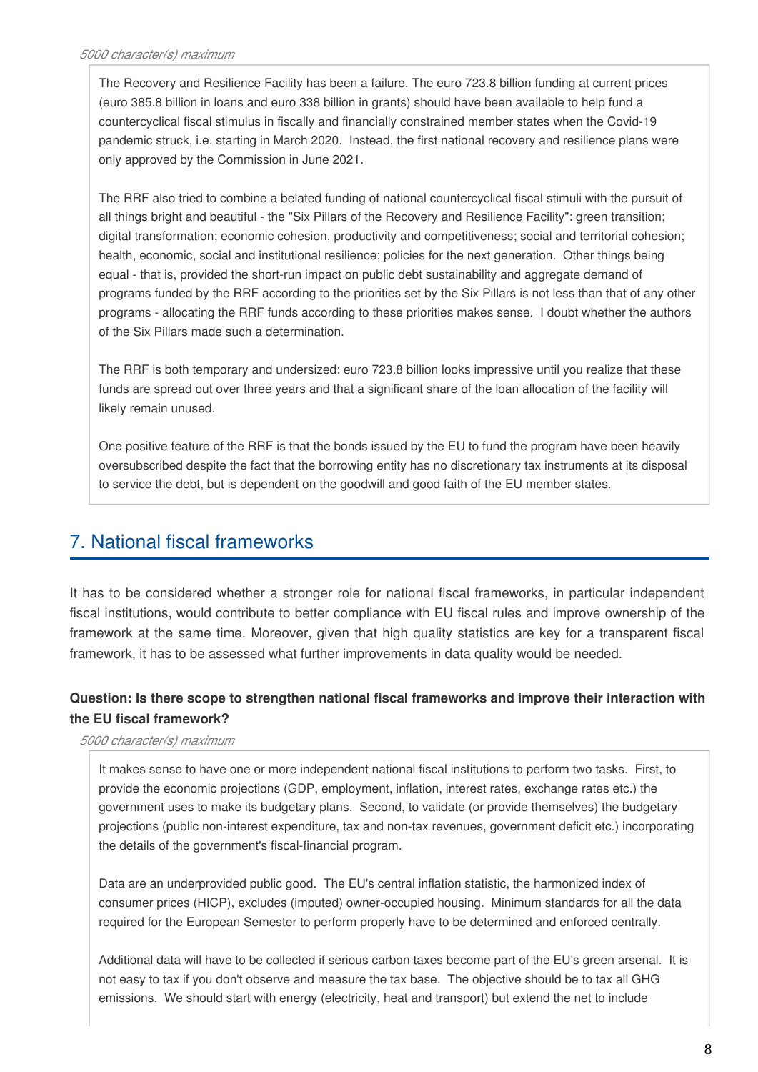*5000 character(s) maximum*

The Recovery and Resilience Facility has been a failure. The euro 723.8 billion funding at current prices (euro 385.8 billion in loans and euro 338 billion in grants) should have been available to help fund a countercyclical fiscal stimulus in fiscally and financially constrained member states when the Covid-19 pandemic struck, i.e. starting in March 2020. Instead, the first national recovery and resilience plans were only approved by the Commission in June 2021.

The RRF also tried to combine a belated funding of national countercyclical fiscal stimuli with the pursuit of all things bright and beautiful - the "Six Pillars of the Recovery and Resilience Facility": green transition; digital transformation; economic cohesion, productivity and competitiveness; social and territorial cohesion; health, economic, social and institutional resilience; policies for the next generation. Other things being equal - that is, provided the short-run impact on public debt sustainability and aggregate demand of programs funded by the RRF according to the priorities set by the Six Pillars is not less than that of any other programs - allocating the RRF funds according to these priorities makes sense. I doubt whether the authors of the Six Pillars made such a determination.

The RRF is both temporary and undersized: euro 723.8 billion looks impressive until you realize that these funds are spread out over three years and that a significant share of the loan allocation of the facility will likely remain unused.

One positive feature of the RRF is that the bonds issued by the EU to fund the program have been heavily oversubscribed despite the fact that the borrowing entity has no discretionary tax instruments at its disposal to service the debt, but is dependent on the goodwill and good faith of the EU member states.

## 7. National fiscal frameworks

It has to be considered whether a stronger role for national fiscal frameworks, in particular independent fiscal institutions, would contribute to better compliance with EU fiscal rules and improve ownership of the framework at the same time. Moreover, given that high quality statistics are key for a transparent fiscal framework, it has to be assessed what further improvements in data quality would be needed.

**Question: Is there scope to strengthen national fiscal frameworks and improve their interaction with the EU fiscal framework?**

*5000 character(s) maximum*

It makes sense to have one or more independent national fiscal institutions to perform two tasks. First, to provide the economic projections (GDP, employment, inflation, interest rates, exchange rates etc.) the government uses to make its budgetary plans. Second, to validate (or provide themselves) the budgetary projections (public non-interest expenditure, tax and non-tax revenues, government deficit etc.) incorporating the details of the government's fiscal-financial program.

Data are an underprovided public good. The EU's central inflation statistic, the harmonized index of consumer prices (HICP), excludes (imputed) owner-occupied housing. Minimum standards for all the data required for the European Semester to perform properly have to be determined and enforced centrally.

Additional data will have to be collected if serious carbon taxes become part of the EU's green arsenal. It is not easy to tax if you don't observe and measure the tax base. The objective should be to tax all GHG emissions. We should start with energy (electricity, heat and transport) but extend the net to include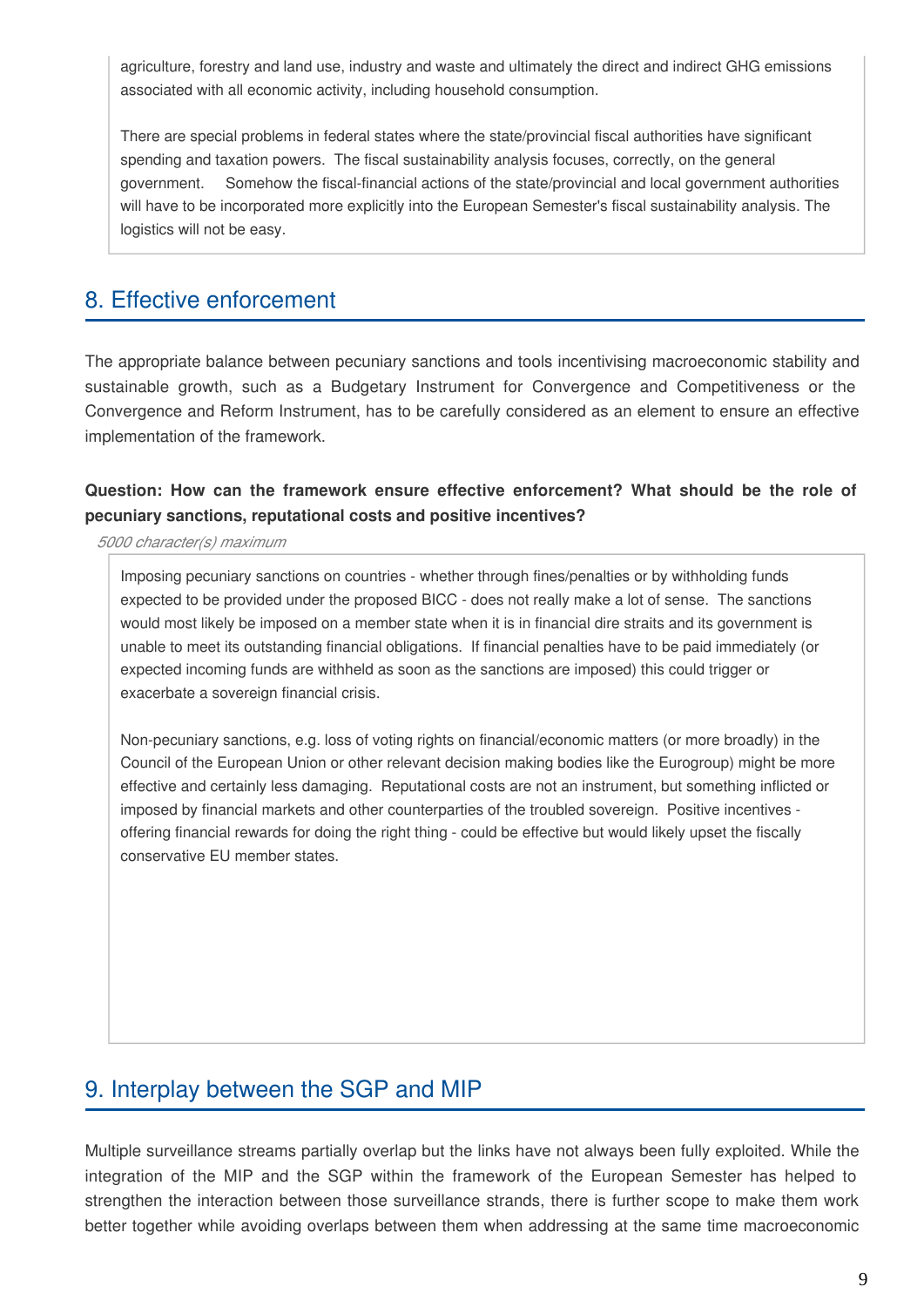agriculture, forestry and land use, industry and waste and ultimately the direct and indirect GHG emissions associated with all economic activity, including household consumption.

There are special problems in federal states where the state/provincial fiscal authorities have significant spending and taxation powers. The fiscal sustainability analysis focuses, correctly, on the general government. Somehow the fiscal-financial actions of the state/provincial and local government authorities will have to be incorporated more explicitly into the European Semester's fiscal sustainability analysis. The logistics will not be easy.

## 8. Effective enforcement

The appropriate balance between pecuniary sanctions and tools incentivising macroeconomic stability and sustainable growth, such as a Budgetary Instrument for Convergence and Competitiveness or the Convergence and Reform Instrument, has to be carefully considered as an element to ensure an effective implementation of the framework.

**Question: How can the framework ensure effective enforcement? What should be the role of pecuniary sanctions, reputational costs and positive incentives?**

*5000 character(s) maximum*

Imposing pecuniary sanctions on countries - whether through fines/penalties or by withholding funds expected to be provided under the proposed BICC - does not really make a lot of sense. The sanctions would most likely be imposed on a member state when it is in financial dire straits and its government is unable to meet its outstanding financial obligations. If financial penalties have to be paid immediately (or expected incoming funds are withheld as soon as the sanctions are imposed) this could trigger or exacerbate a sovereign financial crisis.

Non-pecuniary sanctions, e.g. loss of voting rights on financial/economic matters (or more broadly) in the Council of the European Union or other relevant decision making bodies like the Eurogroup) might be more effective and certainly less damaging. Reputational costs are not an instrument, but something inflicted or imposed by financial markets and other counterparties of the troubled sovereign. Positive incentives - offering financial rewards for doing the right thing - could be effective but would likely upset the fiscally conservative EU member states.

## 9. Interplay between the SGP and MIP

Multiple surveillance streams partially overlap but the links have not always been fully exploited. While the integration of the MIP and the SGP within the framework of the European Semester has helped to strengthen the interaction between those surveillance strands, there is further scope to make them work better together while avoiding overlaps between them when addressing at the same time macroeconomic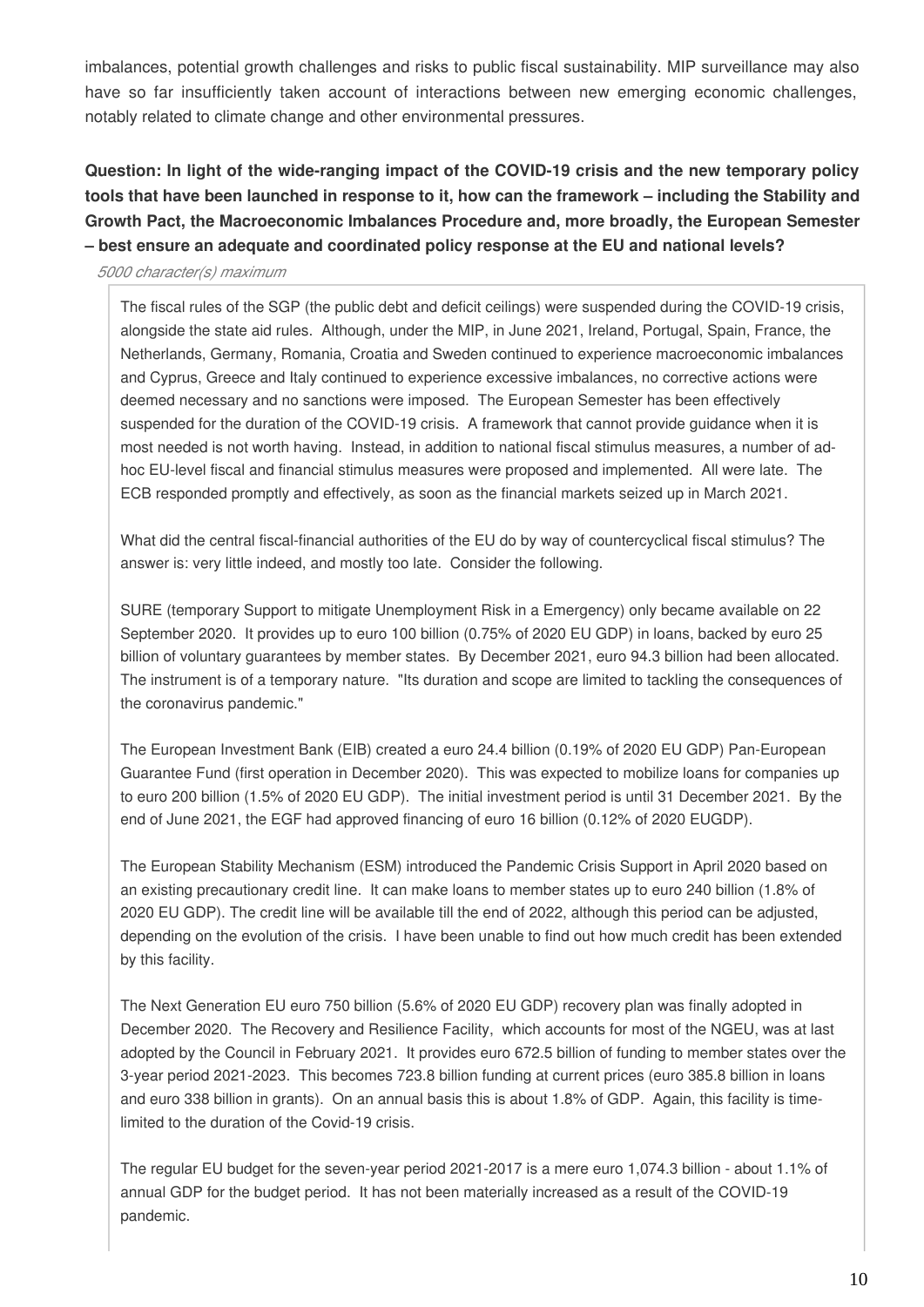imbalances, potential growth challenges and risks to public fiscal sustainability. MIP surveillance may also have so far insufficiently taken account of interactions between new emerging economic challenges, notably related to climate change and other environmental pressures.

**Question: In light of the wide-ranging impact of the COVID-19 crisis and the new temporary policy tools that have been launched in response to it, how can the framework – including the Stability and Growth Pact, the Macroeconomic Imbalances Procedure and, more broadly, the European Semester – best ensure an adequate and coordinated policy response at the EU and national levels?**

*5000 character(s) maximum*

The fiscal rules of the SGP (the public debt and deficit ceilings) were suspended during the COVID-19 crisis, alongside the state aid rules. Although, under the MIP, in June 2021, Ireland, Portugal, Spain, France, the Netherlands, Germany, Romania, Croatia and Sweden continued to experience macroeconomic imbalances and Cyprus, Greece and Italy continued to experience excessive imbalances, no corrective actions were deemed necessary and no sanctions were imposed. The European Semester has been effectively suspended for the duration of the COVID-19 crisis. A framework that cannot provide guidance when it is most needed is not worth having. Instead, in addition to national fiscal stimulus measures, a number of ad-hoc EU-level fiscal and financial stimulus measures were proposed and implemented. All were late. The ECB responded promptly and effectively, as soon as the financial markets seized up in March 2021.

What did the central fiscal-financial authorities of the EU do by way of countercyclical fiscal stimulus? The answer is: very little indeed, and mostly too late. Consider the following.

SURE (temporary Support to mitigate Unemployment Risk in a Emergency) only became available on 22 September 2020. It provides up to euro 100 billion (0.75% of 2020 EU GDP) in loans, backed by euro 25 billion of voluntary guarantees by member states. By December 2021, euro 94.3 billion had been allocated. The instrument is of a temporary nature. "Its duration and scope are limited to tackling the consequences of the coronavirus pandemic."

The European Investment Bank (EIB) created a euro 24.4 billion (0.19% of 2020 EU GDP) Pan-European Guarantee Fund (first operation in December 2020). This was expected to mobilize loans for companies up to euro 200 billion (1.5% of 2020 EU GDP). The initial investment period is until 31 December 2021. By the end of June 2021, the EGF had approved financing of euro 16 billion (0.12% of 2020 EUGDP).

The European Stability Mechanism (ESM) introduced the Pandemic Crisis Support in April 2020 based on an existing precautionary credit line. It can make loans to member states up to euro 240 billion (1.8% of 2020 EU GDP). The credit line will be available till the end of 2022, although this period can be adjusted, depending on the evolution of the crisis. I have been unable to find out how much credit has been extended by this facility.

The Next Generation EU euro 750 billion (5.6% of 2020 EU GDP) recovery plan was finally adopted in December 2020. The Recovery and Resilience Facility, which accounts for most of the NGEU, was at last adopted by the Council in February 2021. It provides euro 672.5 billion of funding to member states over the 3-year period 2021-2023. This becomes 723.8 billion funding at current prices (euro 385.8 billion in loans and euro 338 billion in grants). On an annual basis this is about 1.8% of GDP. Again, this facility is time-limited to the duration of the Covid-19 crisis.

The regular EU budget for the seven-year period 2021-2017 is a mere euro 1,074.3 billion - about 1.1% of annual GDP for the budget period. It has not been materially increased as a result of the COVID-19 pandemic.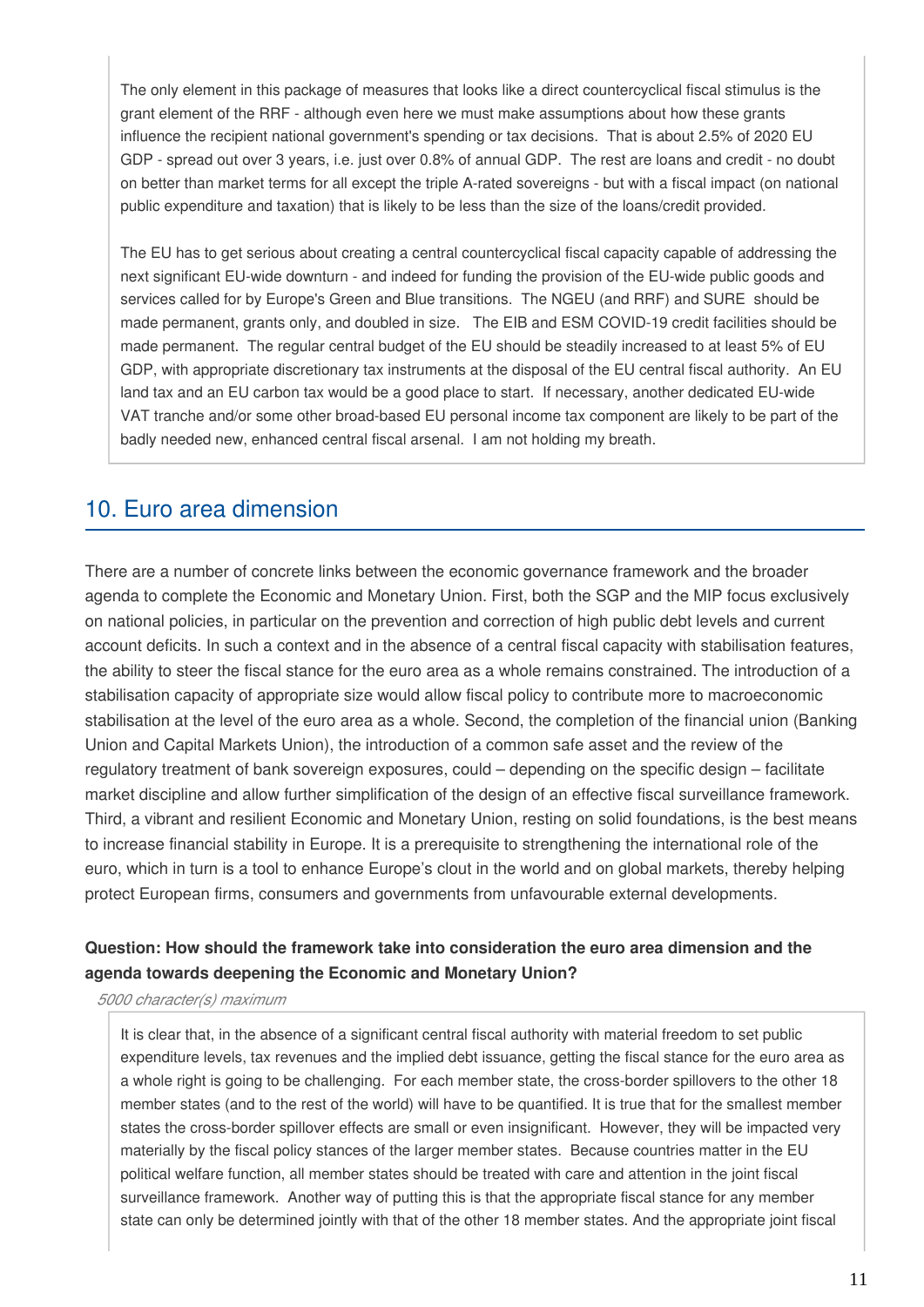The only element in this package of measures that looks like a direct countercyclical fiscal stimulus is the grant element of the RRF - although even here we must make assumptions about how these grants influence the recipient national government's spending or tax decisions. That is about 2.5% of 2020 EU GDP - spread out over 3 years, i.e. just over 0.8% of annual GDP. The rest are loans and credit - no doubt on better than market terms for all except the triple A-rated sovereigns - but with a fiscal impact (on national public expenditure and taxation) that is likely to be less than the size of the loans/credit provided.

The EU has to get serious about creating a central countercyclical fiscal capacity capable of addressing the next significant EU-wide downturn - and indeed for funding the provision of the EU-wide public goods and services called for by Europe's Green and Blue transitions. The NGEU (and RRF) and SURE should be made permanent, grants only, and doubled in size. The EIB and ESM COVID-19 credit facilities should be made permanent. The regular central budget of the EU should be steadily increased to at least 5% of EU GDP, with appropriate discretionary tax instruments at the disposal of the EU central fiscal authority. An EU land tax and an EU carbon tax would be a good place to start. If necessary, another dedicated EU-wide VAT tranche and/or some other broad-based EU personal income tax component are likely to be part of the badly needed new, enhanced central fiscal arsenal. I am not holding my breath.

## 10. Euro area dimension

There are a number of concrete links between the economic governance framework and the broader agenda to complete the Economic and Monetary Union. First, both the SGP and the MIP focus exclusively on national policies, in particular on the prevention and correction of high public debt levels and current account deficits. In such a context and in the absence of a central fiscal capacity with stabilisation features, the ability to steer the fiscal stance for the euro area as a whole remains constrained. The introduction of a stabilisation capacity of appropriate size would allow fiscal policy to contribute more to macroeconomic stabilisation at the level of the euro area as a whole. Second, the completion of the financial union (Banking Union and Capital Markets Union), the introduction of a common safe asset and the review of the regulatory treatment of bank sovereign exposures, could – depending on the specific design – facilitate market discipline and allow further simplification of the design of an effective fiscal surveillance framework. Third, a vibrant and resilient Economic and Monetary Union, resting on solid foundations, is the best means to increase financial stability in Europe. It is a prerequisite to strengthening the international role of the euro, which in turn is a tool to enhance Europe's clout in the world and on global markets, thereby helping protect European firms, consumers and governments from unfavourable external developments.

**Question: How should the framework take into consideration the euro area dimension and the agenda towards deepening the Economic and Monetary Union?**

*5000 character(s) maximum*

It is clear that, in the absence of a significant central fiscal authority with material freedom to set public expenditure levels, tax revenues and the implied debt issuance, getting the fiscal stance for the euro area as a whole right is going to be challenging. For each member state, the cross-border spillovers to the other 18 member states (and to the rest of the world) will have to be quantified. It is true that for the smallest member states the cross-border spillover effects are small or even insignificant. However, they will be impacted very materially by the fiscal policy stances of the larger member states. Because countries matter in the EU political welfare function, all member states should be treated with care and attention in the joint fiscal surveillance framework. Another way of putting this is that the appropriate fiscal stance for any member state can only be determined jointly with that of the other 18 member states. And the appropriate joint fiscal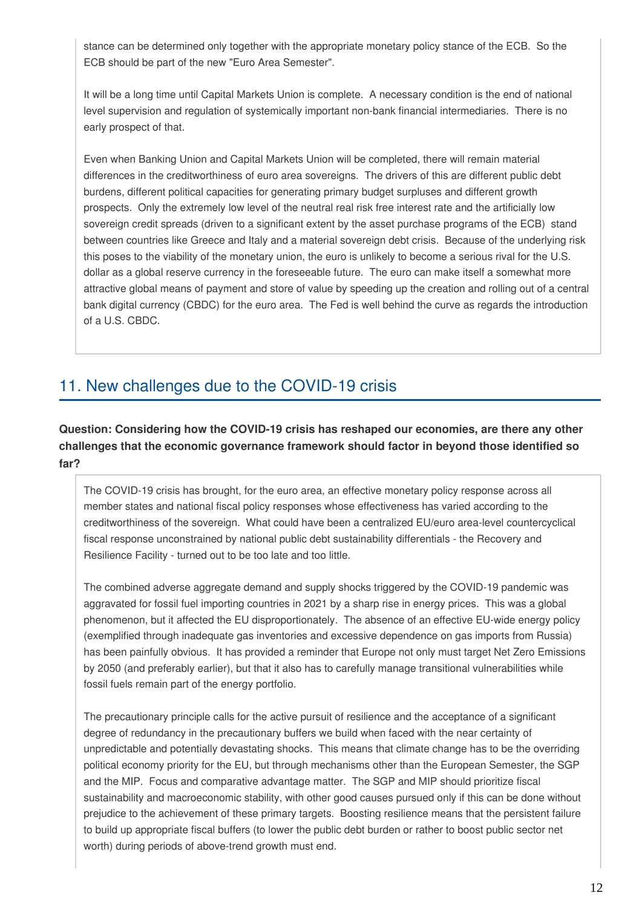stance can be determined only together with the appropriate monetary policy stance of the ECB. So the ECB should be part of the new "Euro Area Semester".

It will be a long time until Capital Markets Union is complete. A necessary condition is the end of national level supervision and regulation of systemically important non-bank financial intermediaries. There is no early prospect of that.

Even when Banking Union and Capital Markets Union will be completed, there will remain material differences in the creditworthiness of euro area sovereigns. The drivers of this are different public debt burdens, different political capacities for generating primary budget surpluses and different growth prospects. Only the extremely low level of the neutral real risk free interest rate and the artificially low sovereign credit spreads (driven to a significant extent by the asset purchase programs of the ECB) stand between countries like Greece and Italy and a material sovereign debt crisis. Because of the underlying risk this poses to the viability of the monetary union, the euro is unlikely to become a serious rival for the U.S. dollar as a global reserve currency in the foreseeable future. The euro can make itself a somewhat more attractive global means of payment and store of value by speeding up the creation and rolling out of a central bank digital currency (CBDC) for the euro area. The Fed is well behind the curve as regards the introduction of a U.S. CBDC.

## 11. New challenges due to the COVID-19 crisis

**Question: Considering how the COVID-19 crisis has reshaped our economies, are there any other challenges that the economic governance framework should factor in beyond those identified so far?**

The COVID-19 crisis has brought, for the euro area, an effective monetary policy response across all member states and national fiscal policy responses whose effectiveness has varied according to the creditworthiness of the sovereign. What could have been a centralized EU/euro area-level countercyclical fiscal response unconstrained by national public debt sustainability differentials - the Recovery and Resilience Facility - turned out to be too late and too little.

The combined adverse aggregate demand and supply shocks triggered by the COVID-19 pandemic was aggravated for fossil fuel importing countries in 2021 by a sharp rise in energy prices. This was a global phenomenon, but it affected the EU disproportionately. The absence of an effective EU-wide energy policy (exemplified through inadequate gas inventories and excessive dependence on gas imports from Russia) has been painfully obvious. It has provided a reminder that Europe not only must target Net Zero Emissions by 2050 (and preferably earlier), but that it also has to carefully manage transitional vulnerabilities while fossil fuels remain part of the energy portfolio.

The precautionary principle calls for the active pursuit of resilience and the acceptance of a significant degree of redundancy in the precautionary buffers we build when faced with the near certainty of unpredictable and potentially devastating shocks. This means that climate change has to be the overriding political economy priority for the EU, but through mechanisms other than the European Semester, the SGP and the MIP. Focus and comparative advantage matter. The SGP and MIP should prioritize fiscal sustainability and macroeconomic stability, with other good causes pursued only if this can be done without prejudice to the achievement of these primary targets. Boosting resilience means that the persistent failure to build up appropriate fiscal buffers (to lower the public debt burden or rather to boost public sector net worth) during periods of above-trend growth must end.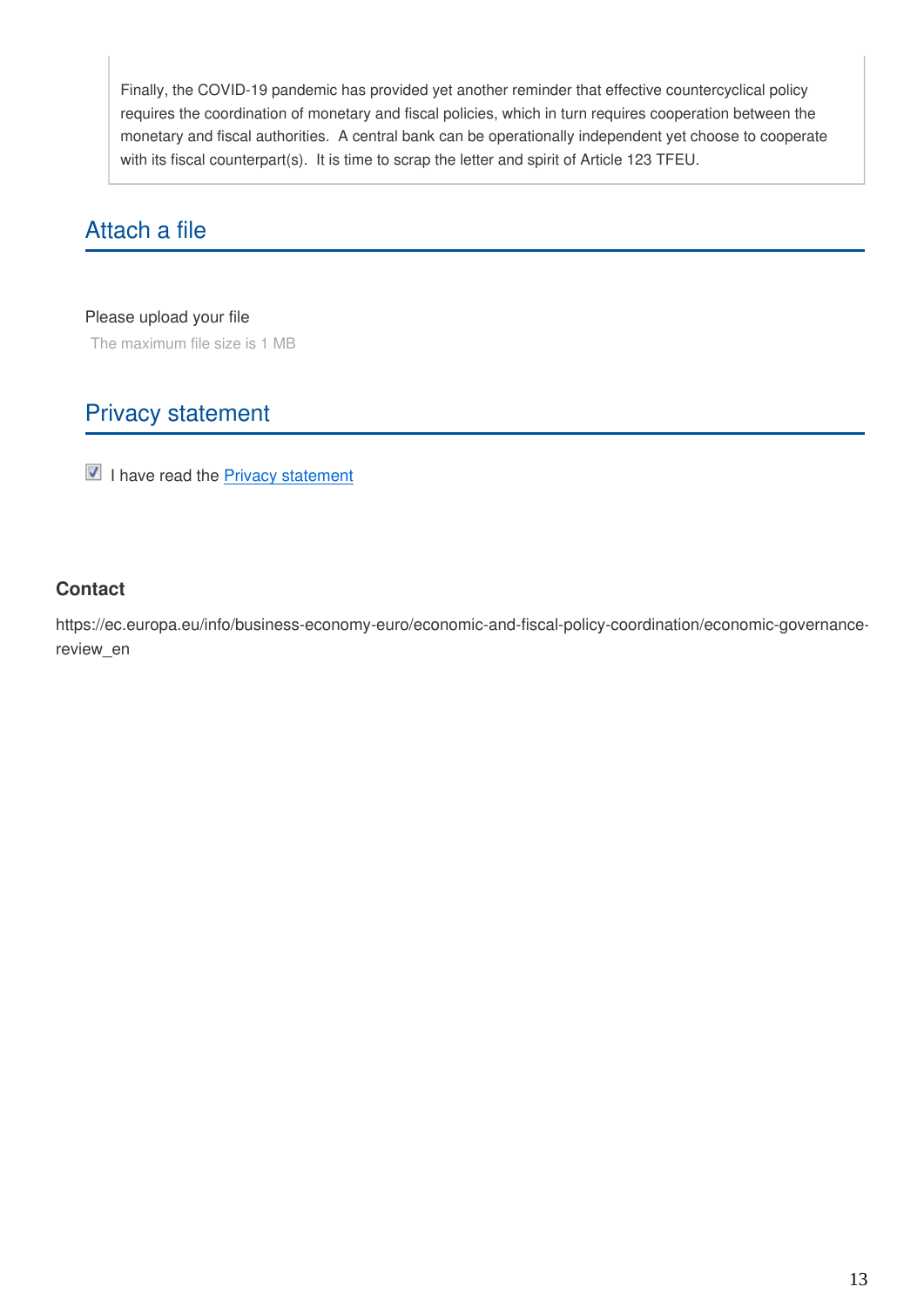Finally, the COVID-19 pandemic has provided yet another reminder that effective countercyclical policy requires the coordination of monetary and fiscal policies, which in turn requires cooperation between the monetary and fiscal authorities.  A central bank can be operationally independent yet choose to cooperate with its fiscal counterpart(s).  It is time to scrap the letter and spirit of Article 123 TFEU.

## Attach a file

Please upload your file

The maximum file size is 1 MB

## Privacy statement

☑ I have read the Privacy statement

**Contact**

https://ec.europa.eu/info/business-economy-euro/economic-and-fiscal-policy-coordination/economic-governance-review_en